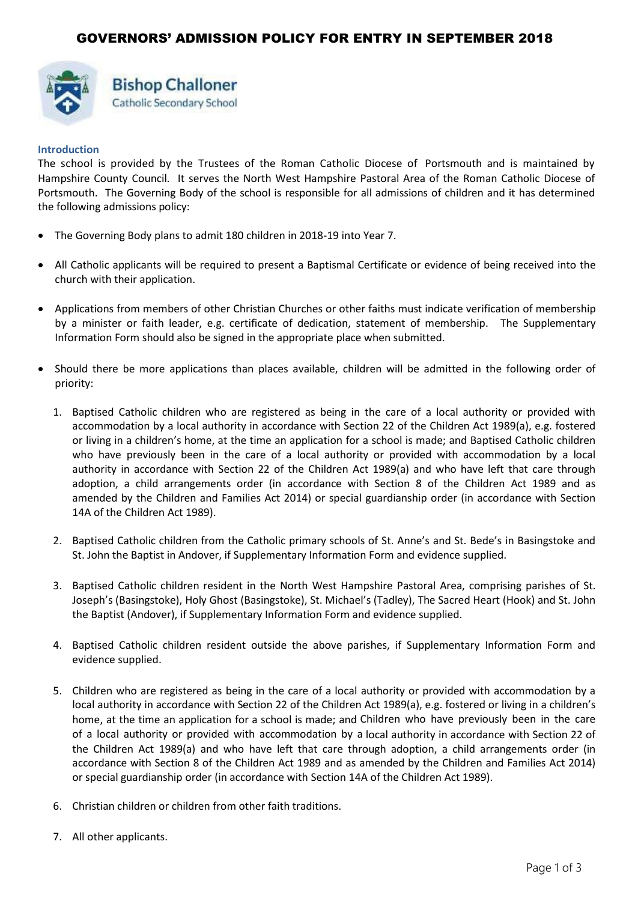# GOVERNORS' ADMISSION POLICY FOR ENTRY IN SEPTEMBER 2018

**Bishop Challoner**
Catholic Secondary School

## Introduction

The school is provided by the Trustees of the Roman Catholic Diocese of Portsmouth and is maintained by Hampshire County Council. It serves the North West Hampshire Pastoral Area of the Roman Catholic Diocese of Portsmouth. The Governing Body of the school is responsible for all admissions of children and it has determined the following admissions policy:

- The Governing Body plans to admit 180 children in 2018-19 into Year 7.
- All Catholic applicants will be required to present a Baptismal Certificate or evidence of being received into the church with their application.
- Applications from members of other Christian Churches or other faiths must indicate verification of membership by a minister or faith leader, e.g. certificate of dedication, statement of membership. The Supplementary Information Form should also be signed in the appropriate place when submitted.
- Should there be more applications than places available, children will be admitted in the following order of priority:
  1. Baptised Catholic children who are registered as being in the care of a local authority or provided with accommodation by a local authority in accordance with Section 22 of the Children Act 1989(a), e.g. fostered or living in a children's home, at the time an application for a school is made; and Baptised Catholic children who have previously been in the care of a local authority or provided with accommodation by a local authority in accordance with Section 22 of the Children Act 1989(a) and who have left that care through adoption, a child arrangements order (in accordance with Section 8 of the Children Act 1989 and as amended by the Children and Families Act 2014) or special guardianship order (in accordance with Section 14A of the Children Act 1989).
  2. Baptised Catholic children from the Catholic primary schools of St. Anne's and St. Bede's in Basingstoke and St. John the Baptist in Andover, if Supplementary Information Form and evidence supplied.
  3. Baptised Catholic children resident in the North West Hampshire Pastoral Area, comprising parishes of St. Joseph's (Basingstoke), Holy Ghost (Basingstoke), St. Michael's (Tadley), The Sacred Heart (Hook) and St. John the Baptist (Andover), if Supplementary Information Form and evidence supplied.
  4. Baptised Catholic children resident outside the above parishes, if Supplementary Information Form and evidence supplied.
  5. Children who are registered as being in the care of a local authority or provided with accommodation by a local authority in accordance with Section 22 of the Children Act 1989(a), e.g. fostered or living in a children's home, at the time an application for a school is made; and Children who have previously been in the care of a local authority or provided with accommodation by a local authority in accordance with Section 22 of the Children Act 1989(a) and who have left that care through adoption, a child arrangements order (in accordance with Section 8 of the Children Act 1989 and as amended by the Children and Families Act 2014) or special guardianship order (in accordance with Section 14A of the Children Act 1989).
  6. Christian children or children from other faith traditions.
  7. All other applicants.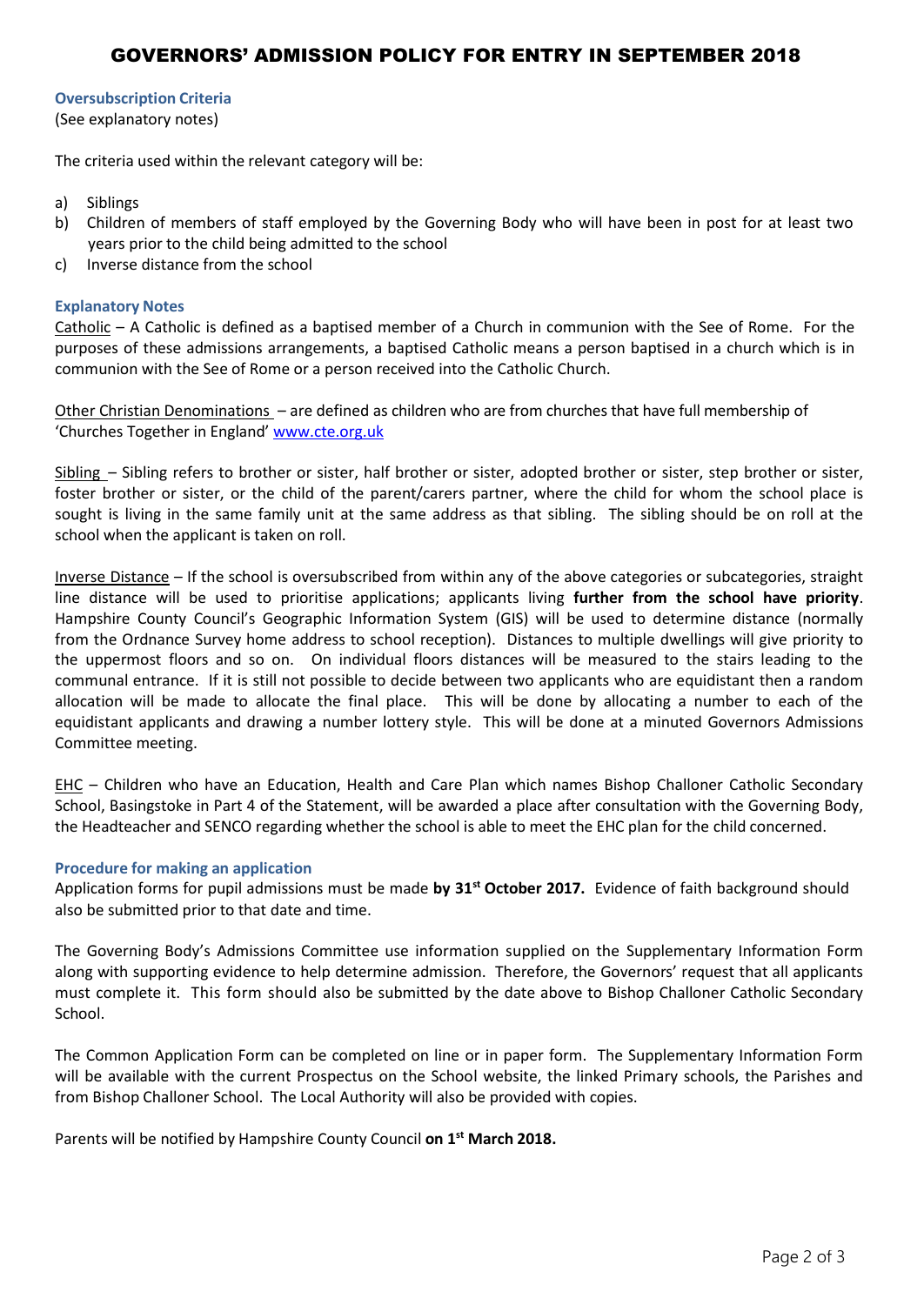# GOVERNORS' ADMISSION POLICY FOR ENTRY IN SEPTEMBER 2018

### Oversubscription Criteria

(See explanatory notes)

The criteria used within the relevant category will be:

a) Siblings
b) Children of members of staff employed by the Governing Body who will have been in post for at least two years prior to the child being admitted to the school
c) Inverse distance from the school

### Explanatory Notes

Catholic – A Catholic is defined as a baptised member of a Church in communion with the See of Rome. For the purposes of these admissions arrangements, a baptised Catholic means a person baptised in a church which is in communion with the See of Rome or a person received into the Catholic Church.

Other Christian Denominations – are defined as children who are from churches that have full membership of 'Churches Together in England' www.cte.org.uk

Sibling – Sibling refers to brother or sister, half brother or sister, adopted brother or sister, step brother or sister, foster brother or sister, or the child of the parent/carers partner, where the child for whom the school place is sought is living in the same family unit at the same address as that sibling. The sibling should be on roll at the school when the applicant is taken on roll.

Inverse Distance – If the school is oversubscribed from within any of the above categories or subcategories, straight line distance will be used to prioritise applications; applicants living **further from the school have priority**. Hampshire County Council's Geographic Information System (GIS) will be used to determine distance (normally from the Ordnance Survey home address to school reception). Distances to multiple dwellings will give priority to the uppermost floors and so on. On individual floors distances will be measured to the stairs leading to the communal entrance. If it is still not possible to decide between two applicants who are equidistant then a random allocation will be made to allocate the final place. This will be done by allocating a number to each of the equidistant applicants and drawing a number lottery style. This will be done at a minuted Governors Admissions Committee meeting.

EHC – Children who have an Education, Health and Care Plan which names Bishop Challoner Catholic Secondary School, Basingstoke in Part 4 of the Statement, will be awarded a place after consultation with the Governing Body, the Headteacher and SENCO regarding whether the school is able to meet the EHC plan for the child concerned.

### Procedure for making an application

Application forms for pupil admissions must be made **by 31st October 2017.** Evidence of faith background should also be submitted prior to that date and time.

The Governing Body's Admissions Committee use information supplied on the Supplementary Information Form along with supporting evidence to help determine admission. Therefore, the Governors' request that all applicants must complete it. This form should also be submitted by the date above to Bishop Challoner Catholic Secondary School.

The Common Application Form can be completed on line or in paper form. The Supplementary Information Form will be available with the current Prospectus on the School website, the linked Primary schools, the Parishes and from Bishop Challoner School. The Local Authority will also be provided with copies.

Parents will be notified by Hampshire County Council **on 1st March 2018.**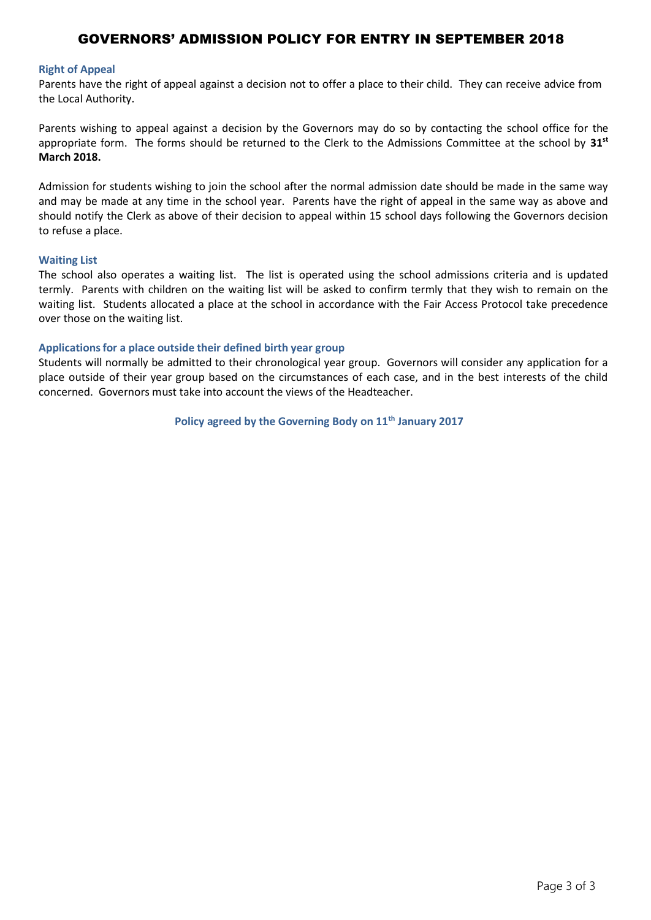# GOVERNORS' ADMISSION POLICY FOR ENTRY IN SEPTEMBER 2018

### Right of Appeal

Parents have the right of appeal against a decision not to offer a place to their child. They can receive advice from the Local Authority.

Parents wishing to appeal against a decision by the Governors may do so by contacting the school office for the appropriate form. The forms should be returned to the Clerk to the Admissions Committee at the school by **31st March 2018.**

Admission for students wishing to join the school after the normal admission date should be made in the same way and may be made at any time in the school year. Parents have the right of appeal in the same way as above and should notify the Clerk as above of their decision to appeal within 15 school days following the Governors decision to refuse a place.

### Waiting List

The school also operates a waiting list. The list is operated using the school admissions criteria and is updated termly. Parents with children on the waiting list will be asked to confirm termly that they wish to remain on the waiting list. Students allocated a place at the school in accordance with the Fair Access Protocol take precedence over those on the waiting list.

### Applications for a place outside their defined birth year group

Students will normally be admitted to their chronological year group. Governors will consider any application for a place outside of their year group based on the circumstances of each case, and in the best interests of the child concerned. Governors must take into account the views of the Headteacher.

**Policy agreed by the Governing Body on 11th January 2017**